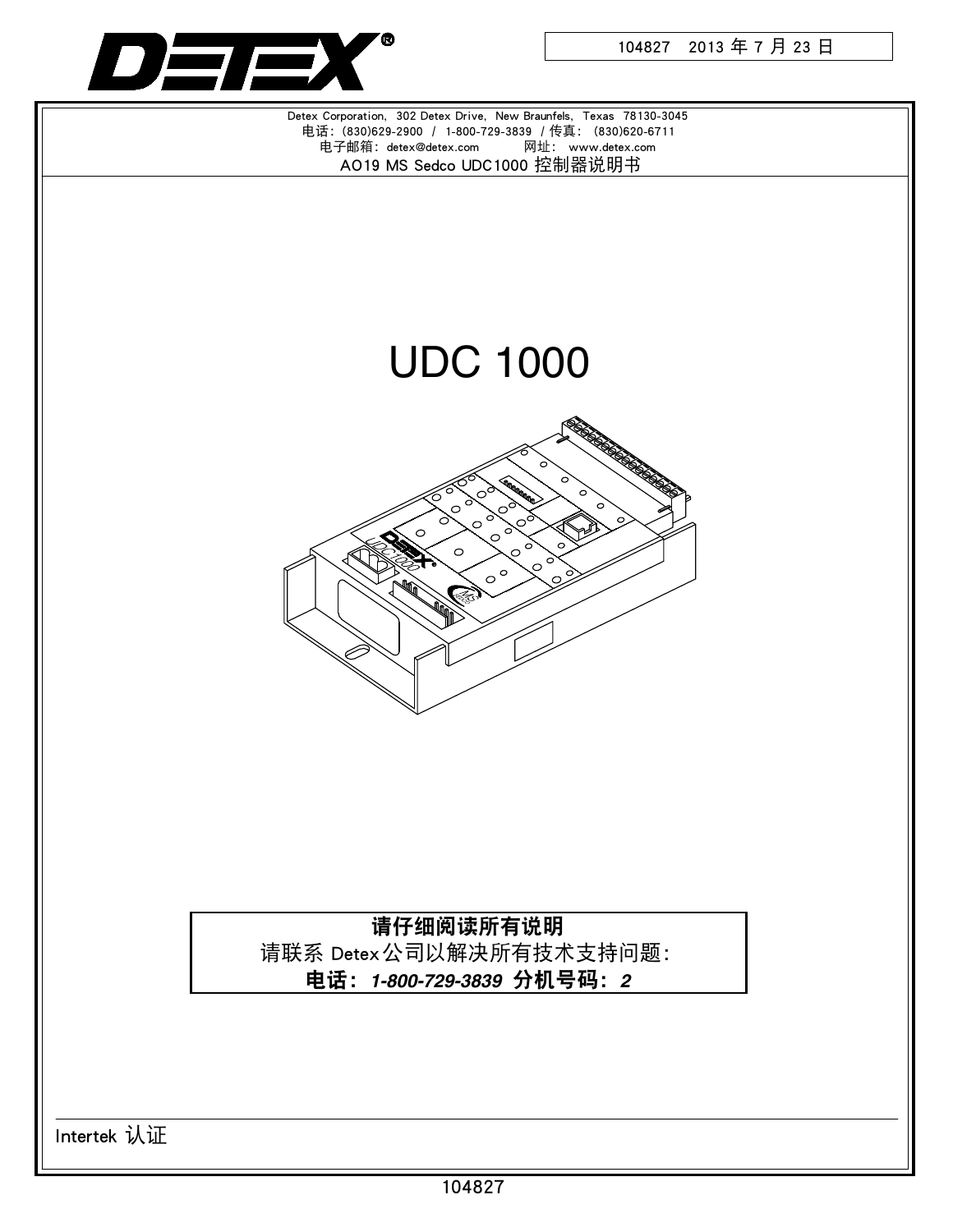DETEX®

104827 2013 年 7 月 23 日

Detex Corporation, 302 Detex Drive, New Braunfels, Texas 78130-3045
电话：(830)629-2900 / 1-800-729-3839 / 传真：(830)620-6711
电子邮箱：detex@detex.com 网址：www.detex.com
AO19 MS Sedco UDC1000 控制器说明书

# UDC 1000

**请仔细阅读所有说明**
请联系 Detex公司以解决所有技术支持问题：
**电话：*1-800-729-3839* 分机号码：*2***

Intertek 认证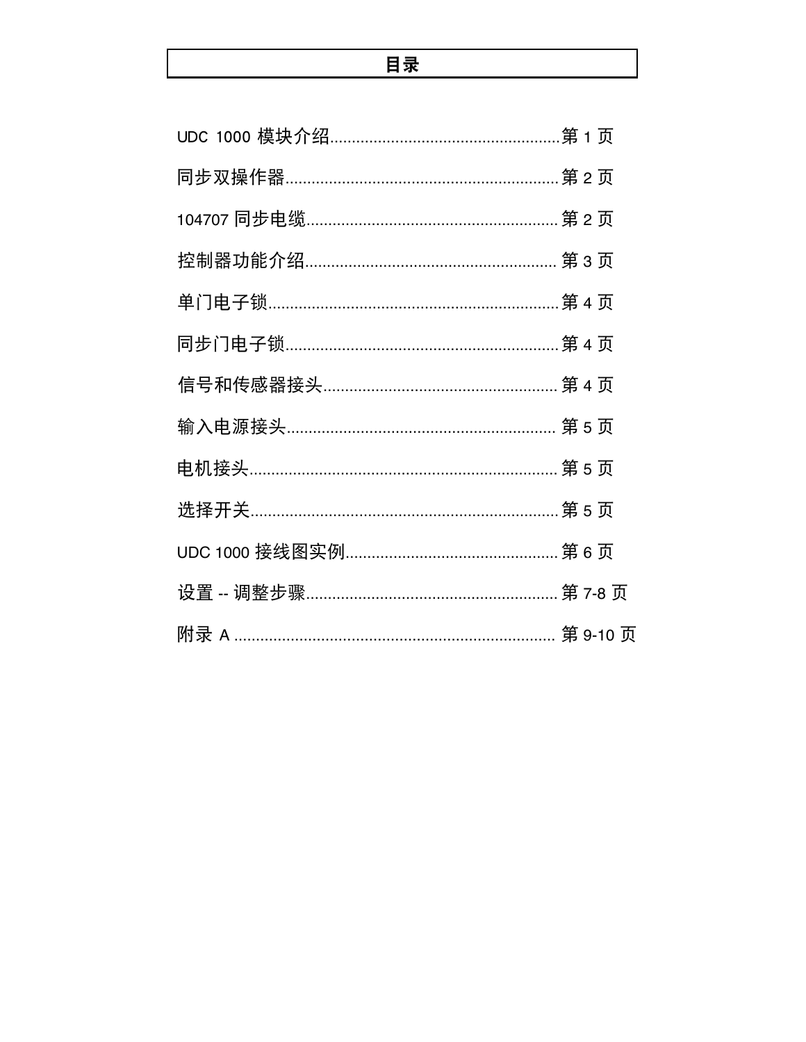# 目录

UDC 1000 模块介绍....................................................第 1 页

同步双操作器..............................................................第 2 页

104707 同步电缆.........................................................第 2 页

控制器功能介绍.........................................................第 3 页

单门电子锁..................................................................第 4 页

同步门电子锁..............................................................第 4 页

信号和传感器接头.....................................................第 4 页

输入电源接头.............................................................第 5 页

电机接头......................................................................第 5 页

选择开关......................................................................第 5 页

UDC 1000 接线图实例................................................第 6 页

设置 -- 调整步骤.........................................................第 7-8 页

附录 A .........................................................................第 9-10 页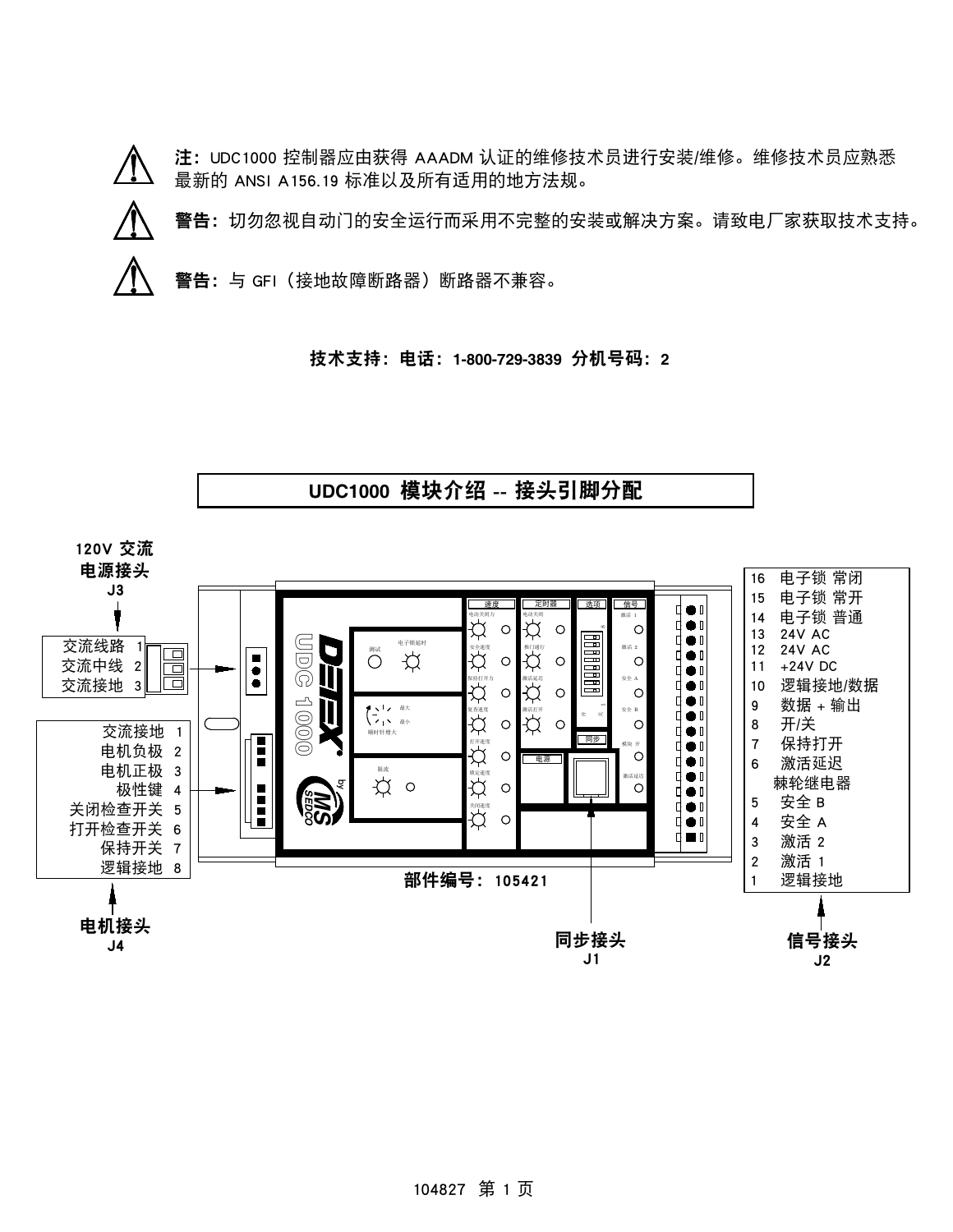**注：** UDC1000 控制器应由获得 AAADM 认证的维修技术员进行安装/维修。维修技术员应熟悉最新的 ANSI A156.19 标准以及所有适用的地方法规。

**警告：** 切勿忽视自动门的安全运行而采用不完整的安装或解决方案。请致电厂家获取技术支持。

**警告：** 与 GFI（接地故障断路器）断路器不兼容。

**技术支持：电话：1-800-729-3839 分机号码：2**

## UDC1000 模块介绍 -- 接头引脚分配

**120V 交流电源接头**
**J3**

| 引脚 | 功能 |
|---|---|
| 1 | 交流线路 |
| 2 | 交流中线 |
| 3 | 交流接地 |

**电机接头**
**J4**

| 引脚 | 功能 |
|---|---|
| 1 | 交流接地 |
| 2 | 电机负极 |
| 3 | 电机正极 |
| 4 | 极性键 |
| 5 | 关闭检查开关 |
| 6 | 打开检查开关 |
| 7 | 保持开关 |
| 8 | 逻辑接地 |

**信号接头**
**J2**

| 引脚 | 功能 |
|---|---|
| 16 | 电子锁 常闭 |
| 15 | 电子锁 常开 |
| 14 | 电子锁 普通 |
| 13 | 24V AC |
| 12 | 24V AC |
| 11 | +24V DC |
| 10 | 逻辑接地/数据 |
| 9 | 数据 + 输出 |
| 8 | 开/关 |
| 7 | 保持打开 |
| 6 | 激活延迟 棘轮继电器 |
| 5 | 安全 B |
| 4 | 安全 A |
| 3 | 激活 2 |
| 2 | 激活 1 |
| 1 | 逻辑接地 |

**同步接头**
**J1**

**部件编号：105421**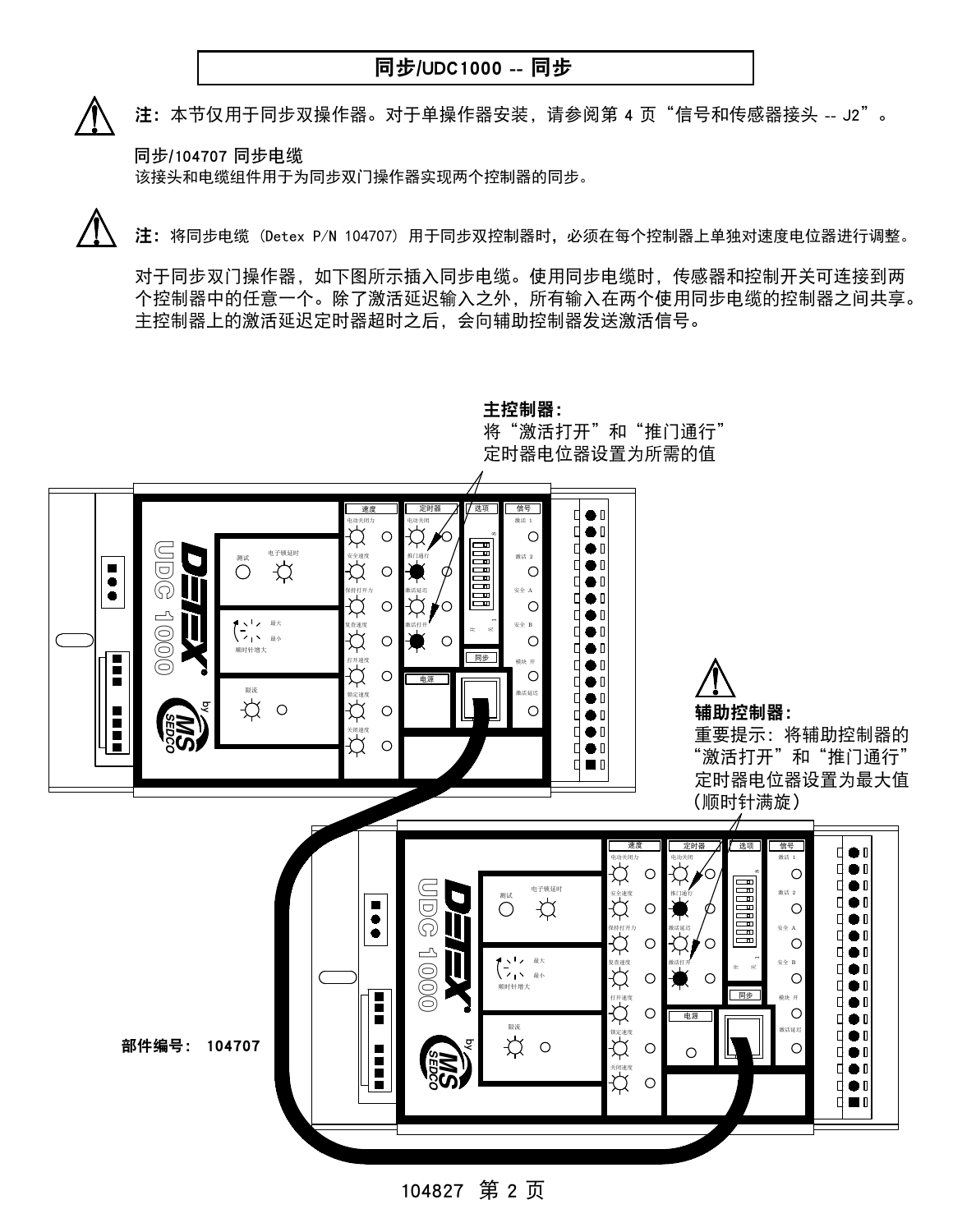# 同步/UDC1000 -- 同步

**注：**本节仅用于同步双操作器。对于单操作器安装，请参阅第 4 页“信号和传感器接头 -- J2”。

同步/104707 同步电缆
该接头和电缆组件用于为同步双门操作器实现两个控制器的同步。

**注：**将同步电缆 (Detex P/N 104707) 用于同步双控制器时，必须在每个控制器上单独对速度电位器进行调整。

对于同步双门操作器，如下图所示插入同步电缆。使用同步电缆时，传感器和控制开关可连接到两个控制器中的任意一个。除了激活延迟输入之外，所有输入在两个使用同步电缆的控制器之间共享。主控制器上的激活延迟定时器超时之后，会向辅助控制器发送激活信号。

**主控制器：**
将“激活打开”和“推门通行”定时器电位器设置为所需的值

**辅助控制器：**
重要提示：将辅助控制器的“激活打开”和“推门通行”定时器电位器设置为最大值（顺时针满旋）

**部件编号： 104707**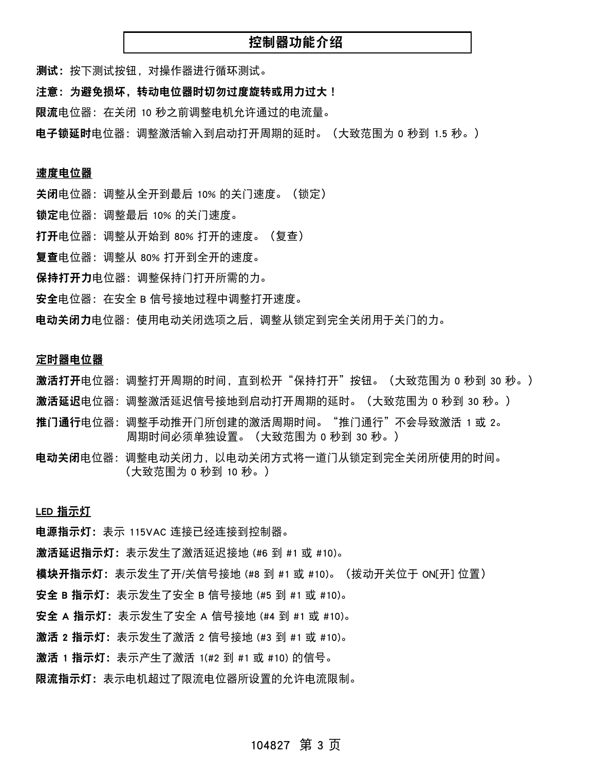## 控制器功能介绍

**测试：**按下测试按钮，对操作器进行循环测试。

**注意：为避免损坏，转动电位器时切勿过度旋转或用力过大！**

**限流**电位器：在关闭 10 秒之前调整电机允许通过的电流量。

**电子锁延时**电位器：调整激活输入到启动打开周期的延时。（大致范围为 0 秒到 1.5 秒。）

### 速度电位器

**关闭**电位器：调整从全开到最后 10% 的关门速度。（锁定）

**锁定**电位器：调整最后 10% 的关门速度。

**打开**电位器：调整从开始到 80% 打开的速度。（复查）

**复查**电位器：调整从 80% 打开到全开的速度。

**保持打开力**电位器：调整保持门打开所需的力。

**安全**电位器：在安全 B 信号接地过程中调整打开速度。

**电动关闭力**电位器：使用电动关闭选项之后，调整从锁定到完全关闭用于关门的力。

### 定时器电位器

**激活打开**电位器：调整打开周期的时间，直到松开“保持打开”按钮。（大致范围为 0 秒到 30 秒。）

**激活延迟**电位器：调整激活延迟信号接地到启动打开周期的延时。（大致范围为 0 秒到 30 秒。）

**推门通行**电位器：调整手动推开门所创建的激活周期时间。“推门通行”不会导致激活 1 或 2。周期时间必须单独设置。（大致范围为 0 秒到 30 秒。）

**电动关闭**电位器：调整电动关闭力，以电动关闭方式将一道门从锁定到完全关闭所使用的时间。（大致范围为 0 秒到 10 秒。）

### LED 指示灯

**电源指示灯：**表示 115VAC 连接已经连接到控制器。

**激活延迟指示灯：**表示发生了激活延迟接地 (#6 到 #1 或 #10)。

**模块开指示灯：**表示发生了开/关信号接地 (#8 到 #1 或 #10)。（拨动开关位于 ON[开] 位置）

**安全 B 指示灯：**表示发生了安全 B 信号接地 (#5 到 #1 或 #10)。

**安全 A 指示灯：**表示发生了安全 A 信号接地 (#4 到 #1 或 #10)。

**激活 2 指示灯：**表示发生了激活 2 信号接地 (#3 到 #1 或 #10)。

**激活 1 指示灯：**表示产生了激活 1(#2 到 #1 或 #10) 的信号。

**限流指示灯：**表示电机超过了限流电位器所设置的允许电流限制。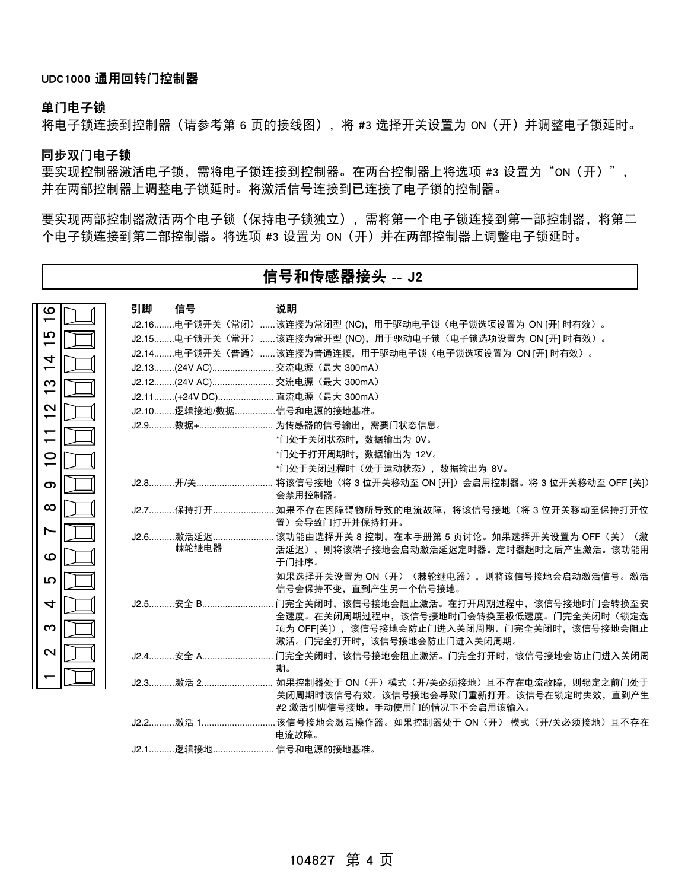UDC1000 通用回转门控制器

### 单门电子锁

将电子锁连接到控制器（请参考第 6 页的接线图），将 #3 选择开关设置为 ON（开）并调整电子锁延时。

### 同步双门电子锁

要实现控制器激活电子锁，需将电子锁连接到控制器。在两台控制器上将选项 #3 设置为“ON（开）”，并在两部控制器上调整电子锁延时。将激活信号连接到已连接了电子锁的控制器。

要实现两部控制器激活两个电子锁（保持电子锁独立），需将第一个电子锁连接到第一部控制器，将第二个电子锁连接到第二部控制器。将选项 #3 设置为 ON（开）并在两部控制器上调整电子锁延时。

## 信号和传感器接头 -- J2

| 引脚 | 信号 | 说明 |
|---|---|---|
| J2.16 | 电子锁开关（常闭） | 该连接为常闭型 (NC)，用于驱动电子锁（电子锁选项设置为 ON [开] 时有效）。 |
| J2.15 | 电子锁开关（常开） | 该连接为常开型 (NO)，用于驱动电子锁（电子锁选项设置为 ON [开] 时有效）。 |
| J2.14 | 电子锁开关（普通） | 该连接为普通连接，用于驱动电子锁（电子锁选项设置为 ON [开] 时有效）。 |
| J2.13 | (24V AC) | 交流电源（最大 300mA） |
| J2.12 | (24V AC) | 交流电源（最大 300mA） |
| J2.11 | (+24V DC) | 直流电源（最大 300mA） |
| J2.10 | 逻辑接地/数据 | 信号和电源的接地基准。 |
| J2.9 | 数据+ | 为传感器的信号输出，需要门状态信息。<br>*门处于关闭状态时，数据输出为 0V。<br>*门处于打开周期时，数据输出为 12V。<br>*门处于关闭过程时（处于运动状态），数据输出为 8V。 |
| J2.8 | 开/关 | 将该信号接地（将 3 位开关移动至 ON [开]）会启用控制器。将 3 位开关移动至 OFF [关]）会禁用控制器。 |
| J2.7 | 保持打开 | 如果不存在因障碍物所导致的电流故障，将该信号接地（将 3 位开关移动至保持打开位置）会导致门打开并保持打开。 |
| J2.6 | 激活延迟<br>棘轮继电器 | 该功能由选择开关 8 控制，在本手册第 5 页讨论。如果选择开关设置为 OFF（关）（激活延迟），则将该端子接地会启动激活延迟定时器。定时器超时之后产生激活。该功能用于门排序。<br>如果选择开关设置为 ON（开）（棘轮继电器），则将该信号接地会启动激活信号。激活信号会保持不变，直到产生另一个信号接地。 |
| J2.5 | 安全 B | 门完全关闭时，该信号接地会阻止激活。在打开周期过程中，该信号接地时门会转换至安全速度。在关闭周期过程中，该信号接地时门会转换至极低速度。门完全关闭时（锁定选项为 OFF[关]），该信号接地会防止门进入关闭周期。门完全关闭时，该信号接地会阻止激活。门完全打开时，该信号接地会防止门进入关闭周期。 |
| J2.4 | 安全 A | 门完全关闭时，该信号接地会阻止激活。门完全打开时，该信号接地会防止门进入关闭周期。 |
| J2.3 | 激活 2 | 如果控制器处于 ON（开）模式（开/关必须接地）且不存在电流故障，则锁定之前门处于关闭周期时该信号有效。该信号接地会导致门重新打开。该信号在锁定时失效，直到产生 #2 激活引脚信号接地。手动使用门的情况下不会启用该输入。 |
| J2.2 | 激活 1 | 该信号接地会激活操作器。如果控制器处于 ON（开） 模式（开/关必须接地）且不存在电流故障。 |
| J2.1 | 逻辑接地 | 信号和电源的接地基准。 |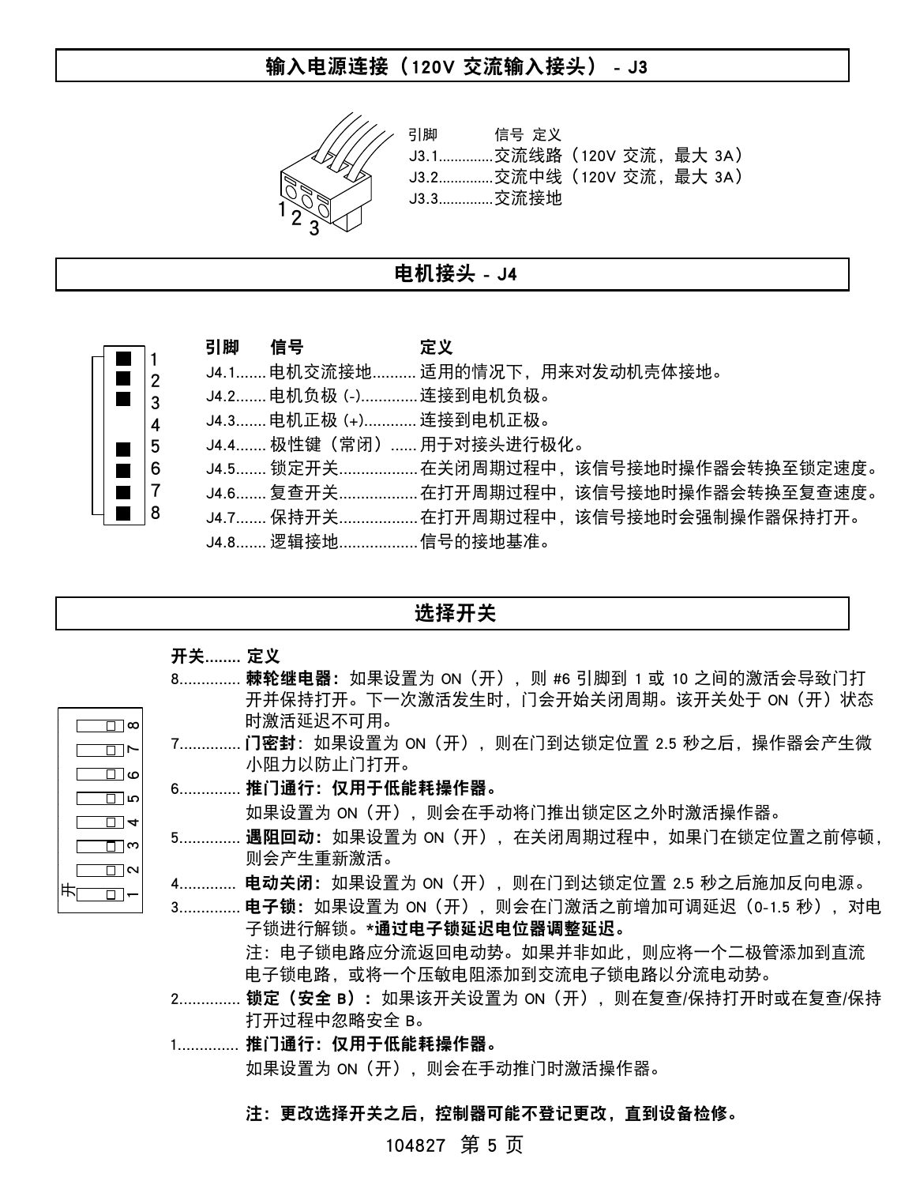## 输入电源连接（120V 交流输入接头） - J3

1 2 3

引脚　　信号 定义
J3.1.............交流线路（120V 交流，最大 3A）
J3.2.............交流中线（120V 交流，最大 3A）
J3.3.............交流接地

## 电机接头 - J4

1
2
3
4
5
6
7
8

| 引脚 | 信号 | 定义 |
|---|---|---|
| J4.1 | 电机交流接地 | 适用的情况下，用来对发动机壳体接地。 |
| J4.2 | 电机负极 (-) | 连接到电机负极。 |
| J4.3 | 电机正极 (+) | 连接到电机正极。 |
| J4.4 | 极性键（常闭） | 用于对接头进行极化。 |
| J4.5 | 锁定开关 | 在关闭周期过程中，该信号接地时操作器会转换至锁定速度。 |
| J4.6 | 复查开关 | 在打开周期过程中，该信号接地时操作器会转换至复查速度。 |
| J4.7 | 保持开关 | 在打开周期过程中，该信号接地时会强制操作器保持打开。 |
| J4.8 | 逻辑接地 | 信号的接地基准。 |

## 选择开关

开 1 2 3 4 5 6 7 8

**开关........ 定义**

8.............. **棘轮继电器：** 如果设置为 ON（开），则 #6 引脚到 1 或 10 之间的激活会导致门打开并保持打开。下一次激活发生时，门会开始关闭周期。该开关处于 ON（开）状态时激活延迟不可用。

7.............. **门密封：** 如果设置为 ON（开），则在门到达锁定位置 2.5 秒之后，操作器会产生微小阻力以防止门打开。

6.............. **推门通行：仅用于低能耗操作器。**
如果设置为 ON（开），则会在手动将门推出锁定区之外时激活操作器。

5.............. **遇阻回动：** 如果设置为 ON（开），在关闭周期过程中，如果门在锁定位置之前停顿，则会产生重新激活。

4.............. **电动关闭：** 如果设置为 ON（开），则在门到达锁定位置 2.5 秒之后施加反向电源。

3.............. **电子锁：** 如果设置为 ON（开），则会在门激活之前增加可调延迟（0-1.5 秒），对电子锁进行解锁。***通过电子锁延迟电位器调整延迟。**
注：电子锁电路应分流返回电动势。如果并非如此，则应将一个二极管添加到直流电子锁电路，或将一个压敏电阻添加到交流电子锁电路以分流电动势。

2.............. **锁定（安全 B）：** 如果该开关设置为 ON（开），则在复查/保持打开时或在复查/保持打开过程中忽略安全 B。

1.............. **推门通行：仅用于低能耗操作器。**
如果设置为 ON（开），则会在手动推门时激活操作器。

**注：更改选择开关之后，控制器可能不登记更改，直到设备检修。**

104827 第 5 页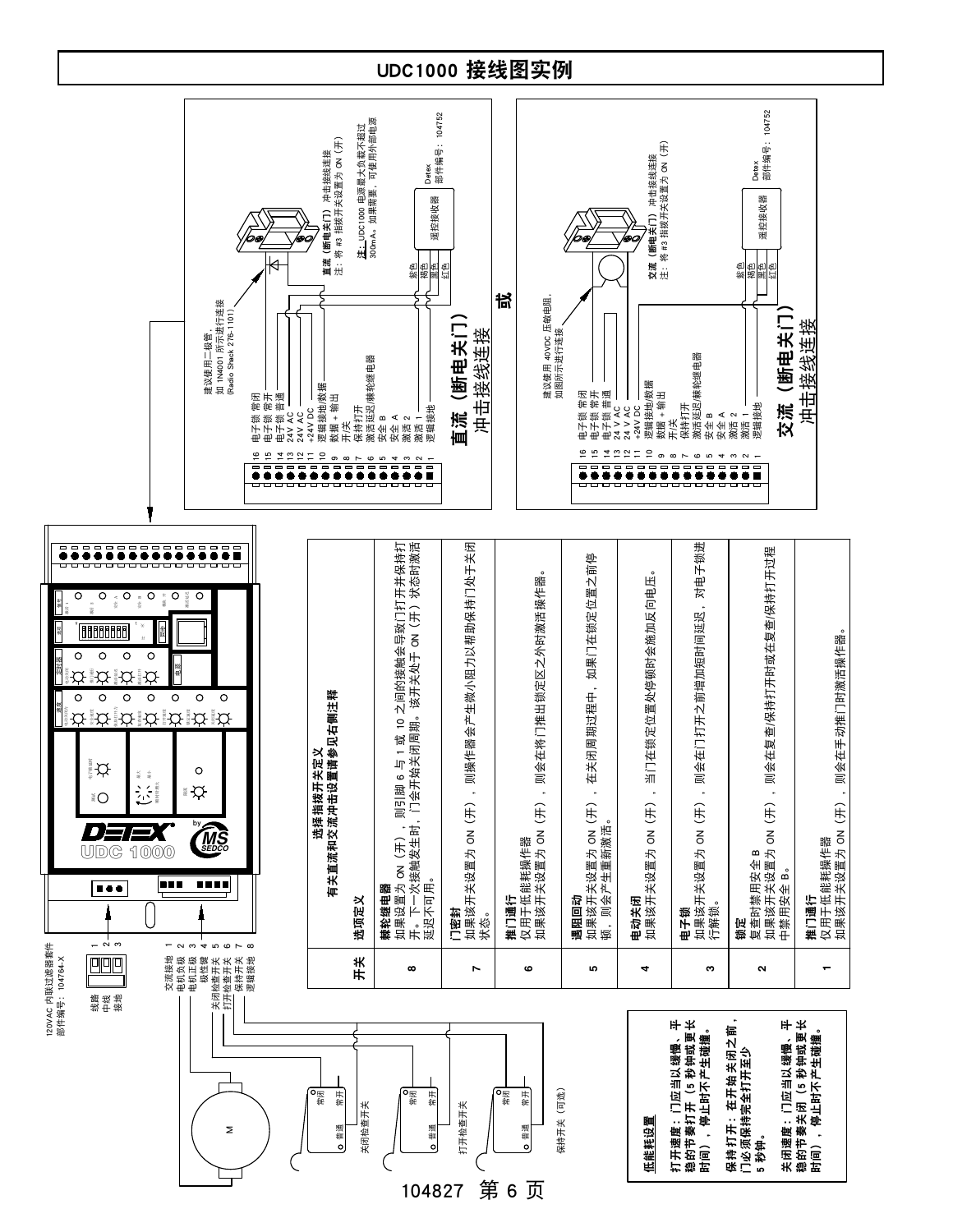# UDC1000 接线图实例

## 直流（断电关门）冲击接线连接

| 端子 | 功能 |
|---|---|
| 16 | 电子锁 常闭 |
| 15 | 电子锁 常开 |
| 14 | 电子锁 普通 |
| 13 | 24V AC |
| 12 | 24V AC |
| 11 | +24V DC |
| 10 | 逻辑接地/数据 |
| 9 | 数据 + 输出 |
| 8 | 开关 |
| 7 | 保持打开 |
| 6 | 激活延迟/棘轮继电器 |
| 5 | 安全 B |
| 4 | 安全 A |
| 3 | 激活 2 |
| 2 | 激活 1 |
| 1 | 逻辑接地 |

建议使用一极管，如 1N4001 所示进行连接 (Radio Shack 276-1101)

直流（断电关门）冲击接线连接
注：将 #3 指拨开关设置为 ON（开）

注：UDC1000 电源最大负载不超过 300mA。如果需要，可使用外部电源

遥控接收器 紫色 褐色 黑色 红色

Detex
部件编号：104752

或

## 交流（断电关门）冲击接线连接

| 端子 | 功能 |
|---|---|
| 16 | 电子锁 常闭 |
| 15 | 电子锁 常开 |
| 14 | 电子锁 普通 |
| 13 | 24 V AC |
| 12 | 24 V AC |
| 11 | +24V DC |
| 10 | 逻辑接地/数据 |
| 9 | 数据 + 输出 |
| 8 | 开关 |
| 7 | 保持打开 |
| 6 | 激活延迟/棘轮继电器 |
| 5 | 安全 B |
| 4 | 安全 A |
| 3 | 激活 2 |
| 2 | 激活 1 |
| 1 | 逻辑接地 |

建议使用 40VDC 压敏电阻，如图所示进行连接

交流（断电关门）冲击接线连接
注：将 #3 指拨开关设置为 ON（开）

遥控接收器 紫色 褐色 黑色 红色

Detex
部件编号：104752

## 电源与电机接线

120VAC 内联过滤器套件
部件编号：104764-X

| 端子 | 功能 |
|---|---|
| 1 | 线路 |
| 2 | 中线 |
| 3 | 接地 |

| 端子 | 功能 |
|---|---|
| 1 | 交流接地 |
| 2 | 电机负极 |
| 3 | 电机正极 |
| 4 | 极性键 |
| 5 | 关闭检查开关 |
| 6 | 打开检查开关 |
| 7 | 保持开关 |
| 8 | 逻辑接地 |

M

关闭检查开关（常闭 常开 普通）

打开检查开关（常闭 常开 普通）

保持开关（可选）（常闭 常开 普通）

DETEX UDC 1000 by MS SEDCO

## 选择指拨开关定义
### 有关直流和交流冲击设置请参见右侧注释

| 开关 | 选项定义 |
|---|---|
| 8 | **棘轮继电器**<br>如果设置为 ON（开），则引脚 6 与 1 或 10 之间的接触会导致门打开并保持打开。下一次接触发生时，门会开始关闭周期。该开关处于 ON（开）状态时激活延迟不可用。 |
| 7 | **门密封**<br>如果该开关设置为 ON（开），则操作器会产生微小阻力以帮助保持门处于关闭状态。 |
| 6 | **推门通行**<br>仅用于低能耗操作器<br>如果该开关设置为 ON（开），则会在将门推出锁定区之外时激活操作器。 |
| 5 | **遇阻回动**<br>如果该开关设置为 ON（开），在关闭周期过程中，如果门在锁定位置之前停顿，则会产生重新激活。 |
| 4 | **电动关闭**<br>如果该开关设置为 ON（开），当门在锁定位置处停顿时会施加反向电压。 |
| 3 | **电子锁**<br>如果该开关设置为 ON（开），则会在门打开之前增加短时间延迟，对电子锁进行解锁。 |
| 2 | **锁定**<br>复查时禁用安全 B<br>如果该开关设置为 ON（开），则会在复查/保持打开时或在复查/保持打开过程中禁用安全 B。 |
| 1 | **推门通行**<br>仅用于低能耗操作器<br>如果该开关设置为 ON（开），则会在手动推门时激活操作器。 |

**低能耗设置**

**打开速度：门应当以缓慢、平稳的节奏打开（5 秒钟或更长时间），停止时不产生碰撞。**

**保持打开：在开始关闭之前，门必须保持完全打开至少 5 秒钟。**

**关闭速度：门应当以缓慢、平稳的节奏关闭（5 秒钟或更长时间），停止时不产生碰撞。**

104827 第 6 页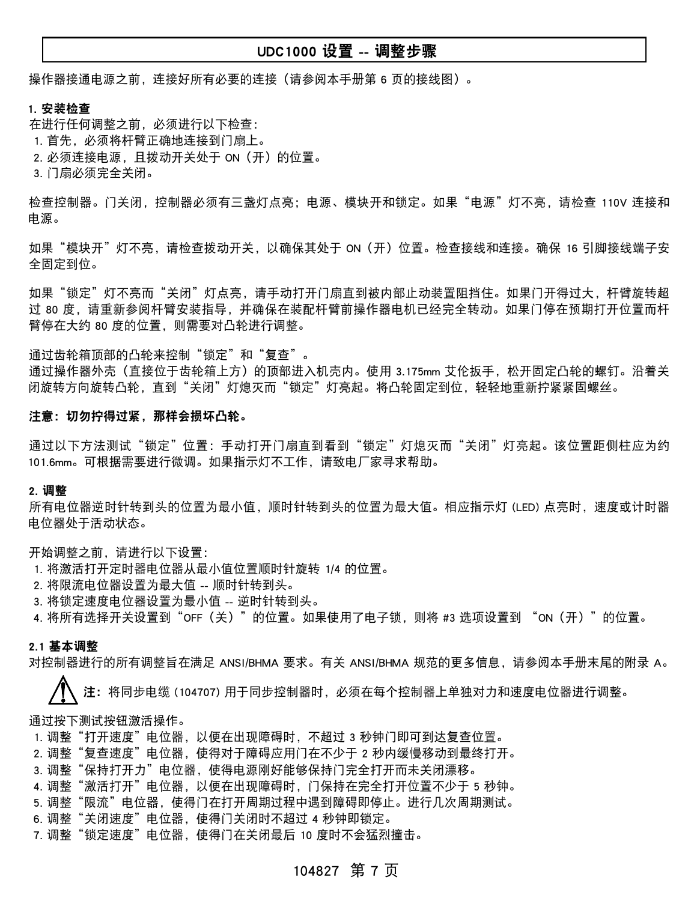# UDC1000 设置 -- 调整步骤

操作器接通电源之前，连接好所有必要的连接（请参阅本手册第 6 页的接线图）。

### 1. 安装检查

在进行任何调整之前，必须进行以下检查：

1. 首先，必须将杆臂正确地连接到门扇上。
2. 必须连接电源，且拨动开关处于 ON（开）的位置。
3. 门扇必须完全关闭。

检查控制器。门关闭，控制器必须有三盏灯点亮；电源、模块开和锁定。如果“电源”灯不亮，请检查 110V 连接和电源。

如果“模块开”灯不亮，请检查拨动开关，以确保其处于 ON（开）位置。检查接线和连接。确保 16 引脚接线端子安全固定到位。

如果“锁定”灯不亮而“关闭”灯点亮，请手动打开门扇直到被内部止动装置阻挡住。如果门开得过大，杆臂旋转超过 80 度，请重新参阅杆臂安装指导，并确保在装配杆臂前操作器电机已经完全转动。如果门停在预期打开位置而杆臂停在大约 80 度的位置，则需要对凸轮进行调整。

通过齿轮箱顶部的凸轮来控制“锁定”和“复查”。
通过操作器外壳（直接位于齿轮箱上方）的顶部进入机壳内。使用 3.175mm 艾伦扳手，松开固定凸轮的螺钉。沿着关闭旋转方向旋转凸轮，直到“关闭”灯熄灭而“锁定”灯亮起。将凸轮固定到位，轻轻地重新拧紧紧固螺丝。

**注意：切勿拧得过紧，那样会损坏凸轮。**

通过以下方法测试“锁定”位置：手动打开门扇直到看到“锁定”灯熄灭而“关闭”灯亮起。该位置距侧柱应为约 101.6mm。可根据需要进行微调。如果指示灯不工作，请致电厂家寻求帮助。

### 2. 调整

所有电位器逆时针转到头的位置为最小值，顺时针转到头的位置为最大值。相应指示灯 (LED) 点亮时，速度或计时器电位器处于活动状态。

开始调整之前，请进行以下设置：

1. 将激活打开定时器电位器从最小值位置顺时针旋转 1/4 的位置。
2. 将限流电位器设置为最大值 -- 顺时针转到头。
3. 将锁定速度电位器设置为最小值 -- 逆时针转到头。
4. 将所有选择开关设置到“OFF（关）”的位置。如果使用了电子锁，则将 #3 选项设置到 “ON（开）”的位置。

#### 2.1 基本调整

对控制器进行的所有调整旨在满足 ANSI/BHMA 要求。有关 ANSI/BHMA 规范的更多信息，请参阅本手册末尾的附录 A。

⚠ **注：** 将同步电缆 (104707) 用于同步控制器时，必须在每个控制器上单独对力和速度电位器进行调整。

通过按下测试按钮激活操作。

1. 调整“打开速度”电位器，以便在出现障碍时，不超过 3 秒钟门即可到达复查位置。
2. 调整“复查速度”电位器，使得对于障碍应用门在不少于 2 秒内缓慢移动到最终打开。
3. 调整“保持打开力”电位器，使得电源刚好能够保持门完全打开而未关闭漂移。
4. 调整“激活打开”电位器，以便在出现障碍时，门保持在完全打开位置不少于 5 秒钟。
5. 调整“限流”电位器，使得门在打开周期过程中遇到障碍即停止。进行几次周期测试。
6. 调整“关闭速度”电位器，使得门关闭时不超过 4 秒钟即锁定。
7. 调整“锁定速度”电位器，使得门在关闭最后 10 度时不会猛烈撞击。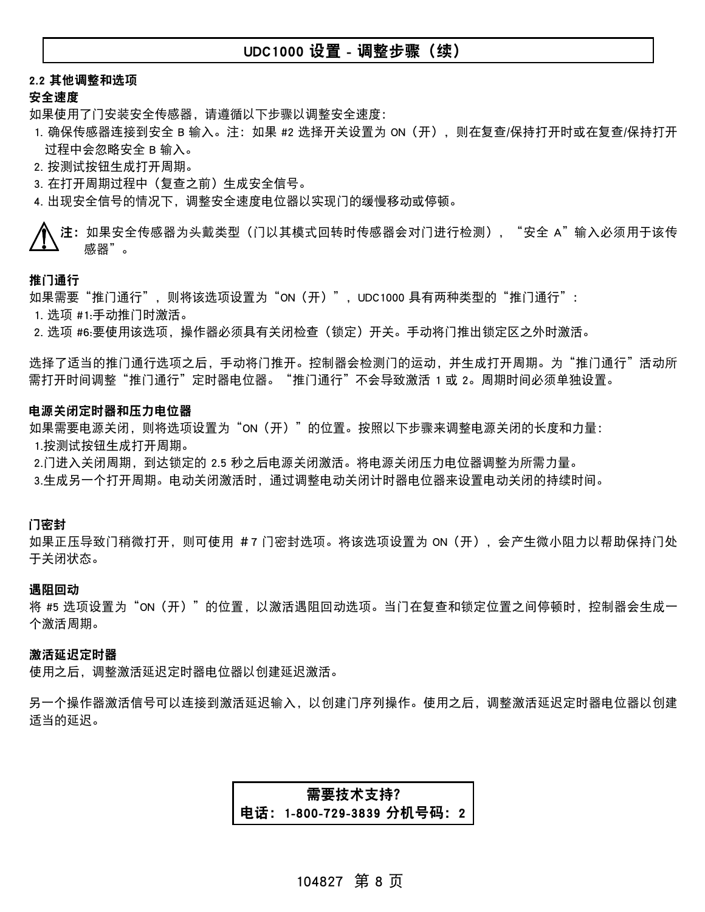# UDC1000 设置 - 调整步骤（续）

## 2.2 其他调整和选项

### 安全速度

如果使用了门安装安全传感器，请遵循以下步骤以调整安全速度：

1. 确保传感器连接到安全 B 输入。注：如果 #2 选择开关设置为 ON（开），则在复查/保持打开时或在复查/保持打开过程中会忽略安全 B 输入。
2. 按测试按钮生成打开周期。
3. 在打开周期过程中（复查之前）生成安全信号。
4. 出现安全信号的情况下，调整安全速度电位器以实现门的缓慢移动或停顿。

⚠ **注：**如果安全传感器为头戴类型（门以其模式回转时传感器会对门进行检测），“安全 A”输入必须用于该传感器”。

### 推门通行

如果需要“推门通行”，则将该选项设置为“ON（开）”，UDC1000 具有两种类型的“推门通行”：

1. 选项 #1:手动推门时激活。
2. 选项 #6:要使用该选项，操作器必须具有关闭检查（锁定）开关。手动将门推出锁定区之外时激活。

选择了适当的推门通行选项之后，手动将门推开。控制器会检测门的运动，并生成打开周期。为“推门通行”活动所需打开时间调整“推门通行”定时器电位器。“推门通行”不会导致激活 1 或 2。周期时间必须单独设置。

### 电源关闭定时器和压力电位器

如果需要电源关闭，则将选项设置为“ON（开）”的位置。按照以下步骤来调整电源关闭的长度和力量：

1. 按测试按钮生成打开周期。
2. 门进入关闭周期，到达锁定的 2.5 秒之后电源关闭激活。将电源关闭压力电位器调整为所需力量。
3. 生成另一个打开周期。电动关闭激活时，通过调整电动关闭计时器电位器来设置电动关闭的持续时间。

### 门密封

如果正压导致门稍微打开，则可使用 #7 门密封选项。将该选项设置为 ON（开），会产生微小阻力以帮助保持门处于关闭状态。

### 遇阻回动

将 #5 选项设置为“ON（开）”的位置，以激活遇阻回动选项。当门在复查和锁定位置之间停顿时，控制器会生成一个激活周期。

### 激活延迟定时器

使用之后，调整激活延迟定时器电位器以创建延迟激活。

另一个操作器激活信号可以连接到激活延迟输入，以创建门序列操作。使用之后，调整激活延迟定时器电位器以创建适当的延迟。

**需要技术支持?**
**电话：1-800-729-3839 分机号码：2**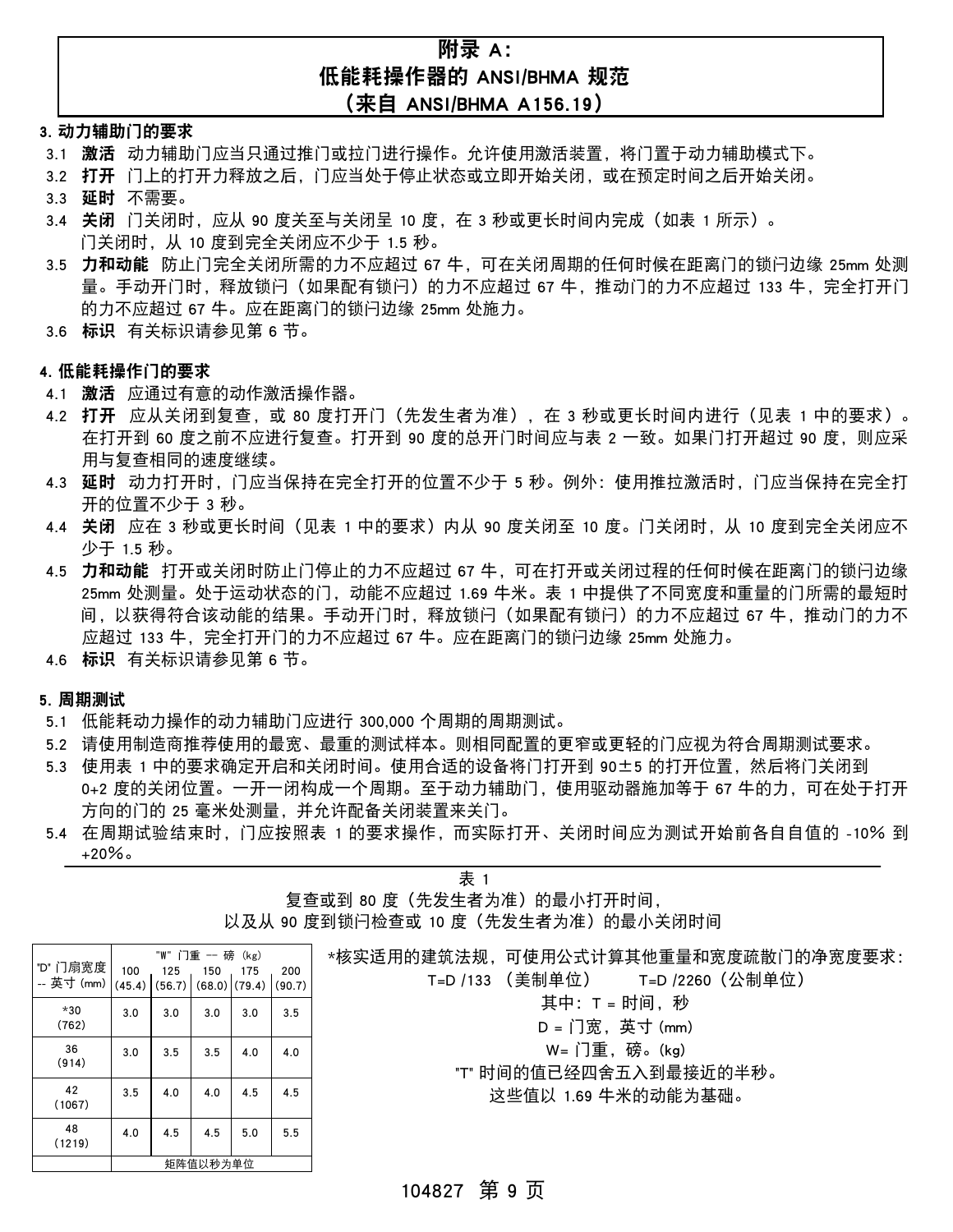# 附录 A：
# 低能耗操作器的 ANSI/BHMA 规范
# （来自 ANSI/BHMA A156.19）

**3. 动力辅助门的要求**

3.1 **激活** 动力辅助门应当只通过推门或拉门进行操作。允许使用激活装置，将门置于动力辅助模式下。

3.2 **打开** 门上的打开力释放之后，门应当处于停止状态或立即开始关闭，或在预定时间之后开始关闭。

3.3 **延时** 不需要。

3.4 **关闭** 门关闭时，应从 90 度关至与关闭呈 10 度，在 3 秒或更长时间内完成（如表 1 所示）。门关闭时，从 10 度到完全关闭应不少于 1.5 秒。

3.5 **力和动能** 防止门完全关闭所需的力不应超过 67 牛，可在关闭周期的任何时候在距离门的锁闩边缘 25mm 处测量。手动开门时，释放锁闩（如果配有锁闩）的力不应超过 67 牛，推动门的力不应超过 133 牛，完全打开门的力不应超过 67 牛。应在距离门的锁闩边缘 25mm 处施力。

3.6 **标识** 有关标识请参见第 6 节。

**4. 低能耗操作门的要求**

4.1 **激活** 应通过有意的动作激活操作器。

4.2 **打开** 应从关闭到复查，或 80 度打开门（先发生者为准），在 3 秒或更长时间内进行（见表 1 中的要求）。在打开到 60 度之前不应进行复查。打开到 90 度的总开门时间应与表 2 一致。如果门打开超过 90 度，则应采用与复查相同的速度继续。

4.3 **延时** 动力打开时，门应当保持在完全打开的位置不少于 5 秒。例外：使用推拉激活时，门应当保持在完全打开的位置不少于 3 秒。

4.4 **关闭** 应在 3 秒或更长时间（见表 1 中的要求）内从 90 度关闭至 10 度。门关闭时，从 10 度到完全关闭应不少于 1.5 秒。

4.5 **力和动能** 打开或关闭时防止门停止的力不应超过 67 牛，可在打开或关闭过程的任何时候在距离门的锁闩边缘 25mm 处测量。处于运动状态的门，动能不应超过 1.69 牛米。表 1 中提供了不同宽度和重量的门所需的最短时间，以获得符合该动能的结果。手动开门时，释放锁闩（如果配有锁闩）的力不应超过 67 牛，推动门的力不应超过 133 牛，完全打开门的力不应超过 67 牛。应在距离门的锁闩边缘 25mm 处施力。

4.6 **标识** 有关标识请参见第 6 节。

**5. 周期测试**

5.1 低能耗动力操作的动力辅助门应进行 300,000 个周期的周期测试。

5.2 请使用制造商推荐使用的最宽、最重的测试样本。则相同配置的更窄或更轻的门应视为符合周期测试要求。

5.3 使用表 1 中的要求确定开启和关闭时间。使用合适的设备将门打开到 90±5 的打开位置，然后将门关闭到 0+2 度的关闭位置。一开一闭构成一个周期。至于动力辅助门，使用驱动器施加等于 67 牛的力，可在处于打开方向的门的 25 毫米处测量，并允许配备关闭装置来关门。

5.4 在周期试验结束时，门应按照表 1 的要求操作，而实际打开、关闭时间应为测试开始前各自自值的 -10% 到 +20%。

表 1
复查或到 80 度（先发生者为准）的最小打开时间，
以及从 90 度到锁闩检查或 10 度（先发生者为准）的最小关闭时间

| "D" 门扇宽度 -- 英寸 (mm) | "W" 门重 -- 磅 (kg) 100 (45.4) | 125 (56.7) | 150 (68.0) | 175 (79.4) | 200 (90.7) |
|---|---|---|---|---|---|
| *30 (762) | 3.0 | 3.0 | 3.0 | 3.0 | 3.5 |
| 36 (914) | 3.0 | 3.5 | 3.5 | 4.0 | 4.0 |
| 42 (1067) | 3.5 | 4.0 | 4.0 | 4.5 | 4.5 |
| 48 (1219) | 4.0 | 4.5 | 4.5 | 5.0 | 5.5 |
| | 矩阵值以秒为单位 | | | | |

*核实适用的建筑法规，可使用公式计算其他重量和宽度疏散门的净宽度要求：

T=D /133 （美制单位）　　T=D /2260（公制单位）

其中：T = 时间，秒

D = 门宽，英寸 (mm)

W= 门重，磅。(kg)

"T" 时间的值已经四舍五入到最接近的半秒。

这些值以 1.69 牛米的动能为基础。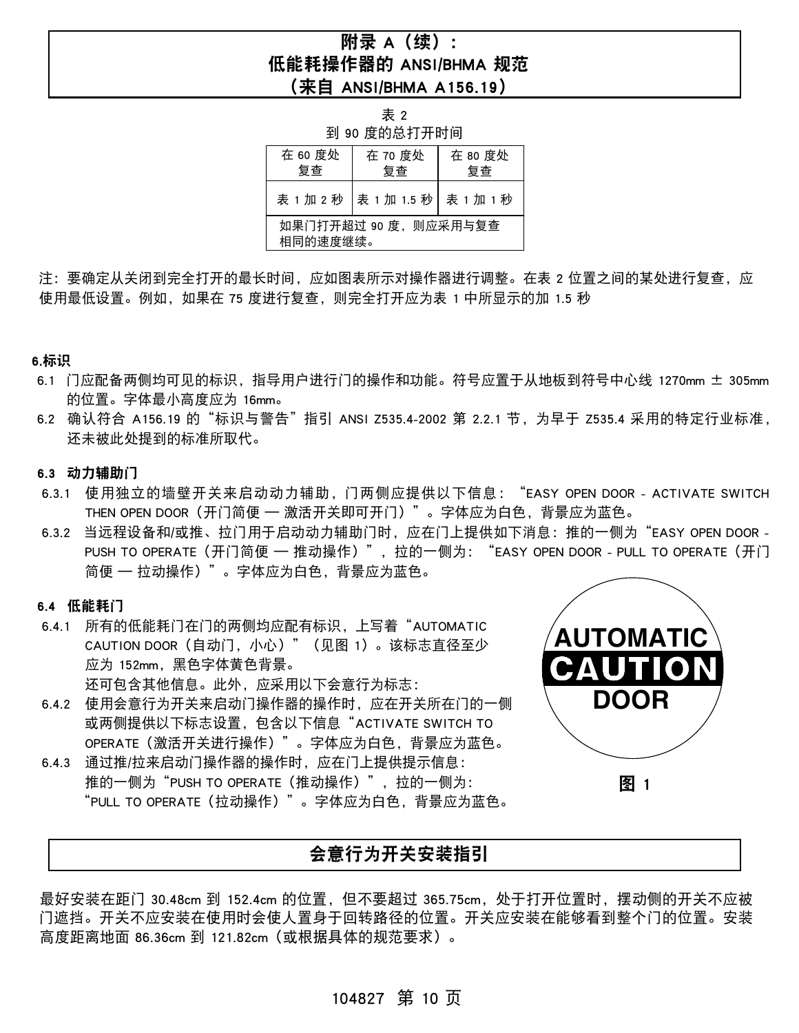# 附录 A（续）：低能耗操作器的 ANSI/BHMA 规范（来自 ANSI/BHMA A156.19）

表 2
到 90 度的总打开时间

| 在 60 度处复查 | 在 70 度处复查 | 在 80 度处复查 |
|---|---|---|
| 表 1 加 2 秒 | 表 1 加 1.5 秒 | 表 1 加 1 秒 |
| 如果门打开超过 90 度，则应采用与复查相同的速度继续。 | | |

注：要确定从关闭到完全打开的最长时间，应如图表所示对操作器进行调整。在表 2 位置之间的某处进行复查，应使用最低设置。例如，如果在 75 度进行复查，则完全打开应为表 1 中所显示的加 1.5 秒

**6.标识**

6.1 门应配备两侧均可见的标识，指导用户进行门的操作和功能。符号应置于从地板到符号中心线 1270mm ± 305mm 的位置。字体最小高度应为 16mm。

6.2 确认符合 A156.19 的“标识与警告”指引 ANSI Z535.4-2002 第 2.2.1 节，为早于 Z535.4 采用的特定行业标准，还未被此处提到的标准所取代。

**6.3 动力辅助门**

6.3.1 使用独立的墙壁开关来启动动力辅助，门两侧应提供以下信息：“EASY OPEN DOOR - ACTIVATE SWITCH THEN OPEN DOOR（开门简便 — 激活开关即可开门）”。字体应为白色，背景应为蓝色。

6.3.2 当远程设备和/或推、拉门用于启动动力辅助门时，应在门上提供如下消息：推的一侧为“EASY OPEN DOOR - PUSH TO OPERATE（开门简便 — 推动操作）”，拉的一侧为：“EASY OPEN DOOR - PULL TO OPERATE（开门简便 — 拉动操作）”。字体应为白色，背景应为蓝色。

**6.4 低能耗门**

6.4.1 所有的低能耗门在门的两侧均应配有标识，上写着“AUTOMATIC CAUTION DOOR（自动门，小心）”（见图 1）。该标志直径至少应为 152mm，黑色字体黄色背景。
还可包含其他信息。此外，应采用以下会意行为标志：

6.4.2 使用会意行为开关来启动门操作器的操作时，应在开关所在门的一侧或两侧提供以下标志设置，包含以下信息“ACTIVATE SWITCH TO OPERATE（激活开关进行操作）”。字体应为白色，背景应为蓝色。

6.4.3 通过推/拉来启动门操作器的操作时，应在门上提供提示信息：推的一侧为“PUSH TO OPERATE（推动操作）”，拉的一侧为：“PULL TO OPERATE（拉动操作）”。字体应为白色，背景应为蓝色。

AUTOMATIC
CAUTION
DOOR

**图 1**

## 会意行为开关安装指引

最好安装在距门 30.48cm 到 152.4cm 的位置，但不要超过 365.75cm，处于打开位置时，摆动侧的开关不应被门遮挡。开关不应安装在使用时会使人置身于回转路径的位置。开关应安装在能够看到整个门的位置。安装高度距离地面 86.36cm 到 121.82cm（或根据具体的规范要求）。